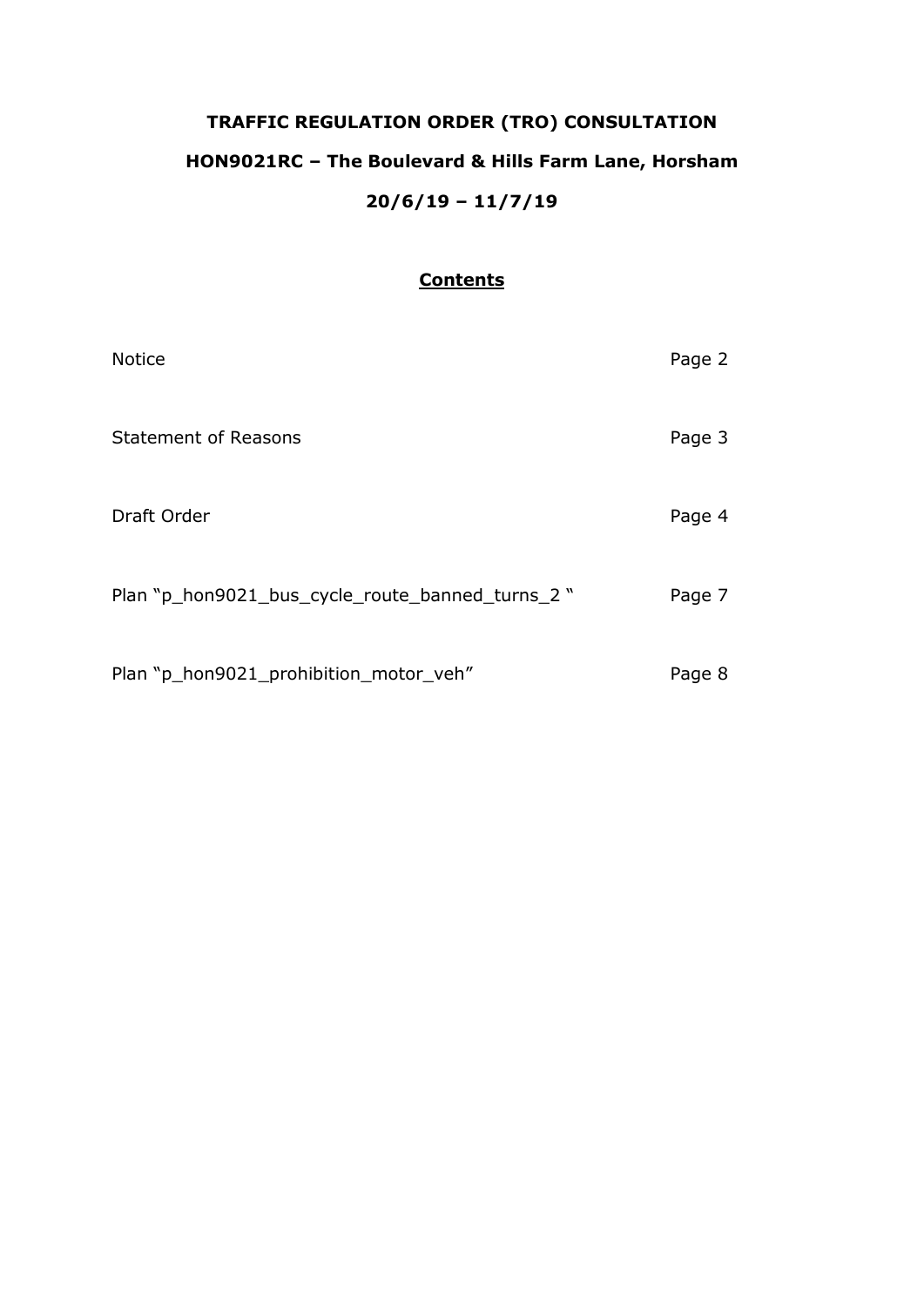# TRAFFIC REGULATION ORDER (TRO) CONSULTATION

## HON9021RC – The Boulevard & Hills Farm Lane, Horsham

## 20/6/19 – 11/7/19

### Contents

| | |
|---|---|
| Notice | Page 2 |
| Statement of Reasons | Page 3 |
| Draft Order | Page 4 |
| Plan "p_hon9021_bus_cycle_route_banned_turns_2 " | Page 7 |
| Plan "p_hon9021_prohibition_motor_veh" | Page 8 |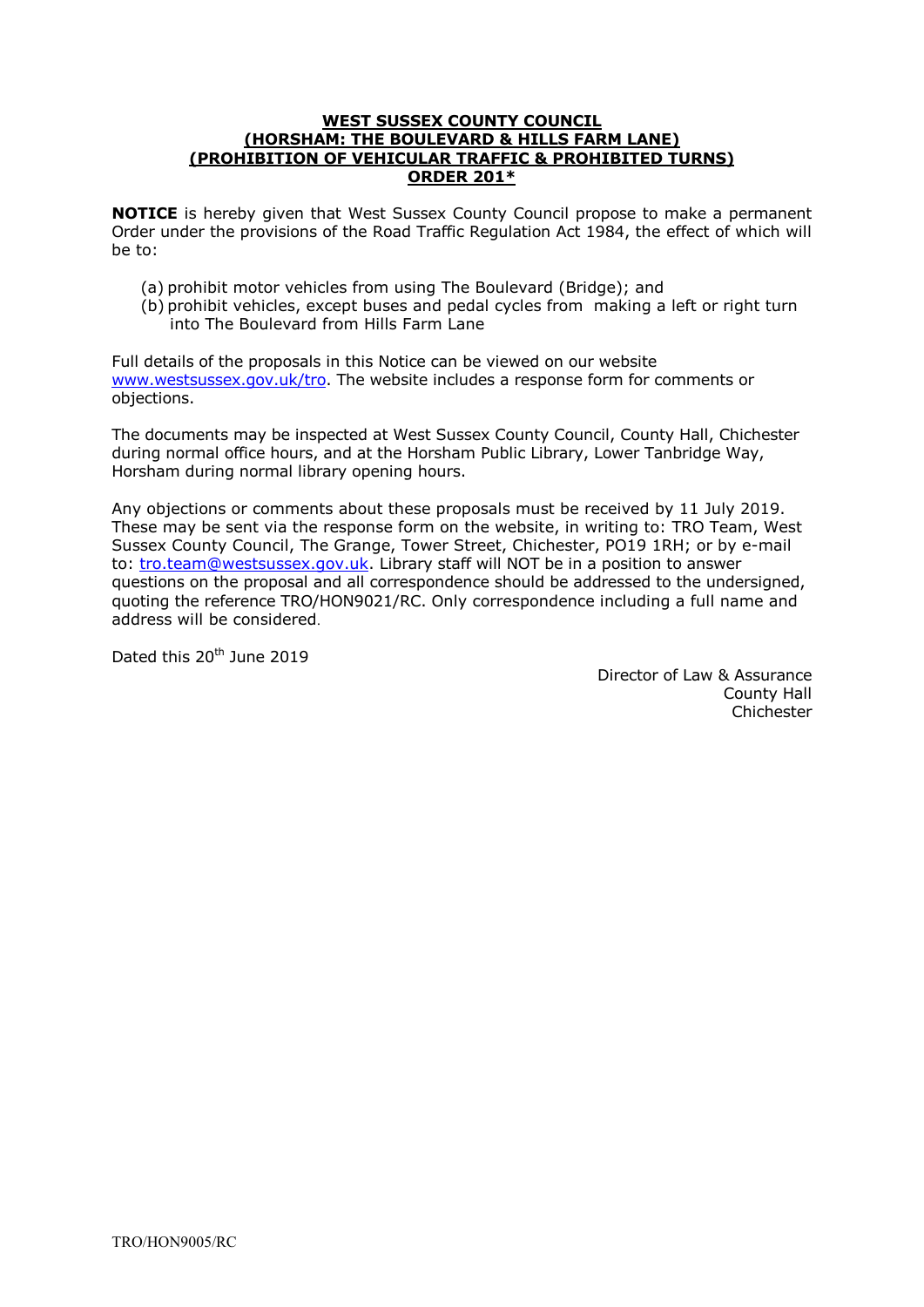**WEST SUSSEX COUNTY COUNCIL**
**(HORSHAM: THE BOULEVARD & HILLS FARM LANE)**
**(PROHIBITION OF VEHICULAR TRAFFIC & PROHIBITED TURNS)**
**ORDER 201***

**NOTICE** is hereby given that West Sussex County Council propose to make a permanent Order under the provisions of the Road Traffic Regulation Act 1984, the effect of which will be to:

(a) prohibit motor vehicles from using The Boulevard (Bridge); and
(b) prohibit vehicles, except buses and pedal cycles from making a left or right turn into The Boulevard from Hills Farm Lane

Full details of the proposals in this Notice can be viewed on our website www.westsussex.gov.uk/tro. The website includes a response form for comments or objections.

The documents may be inspected at West Sussex County Council, County Hall, Chichester during normal office hours, and at the Horsham Public Library, Lower Tanbridge Way, Horsham during normal library opening hours.

Any objections or comments about these proposals must be received by 11 July 2019. These may be sent via the response form on the website, in writing to: TRO Team, West Sussex County Council, The Grange, Tower Street, Chichester, PO19 1RH; or by e-mail to: tro.team@westsussex.gov.uk. Library staff will NOT be in a position to answer questions on the proposal and all correspondence should be addressed to the undersigned, quoting the reference TRO/HON9021/RC. Only correspondence including a full name and address will be considered.

Dated this 20th June 2019

Director of Law & Assurance
County Hall
Chichester

TRO/HON9005/RC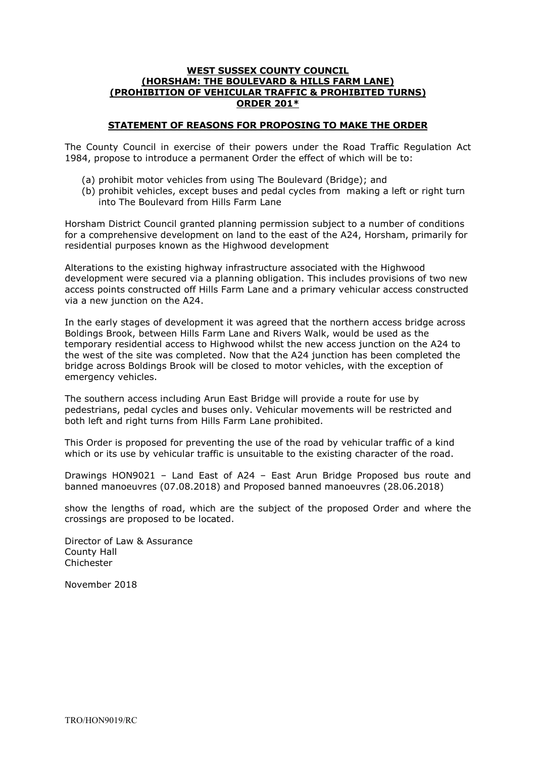**WEST SUSSEX COUNTY COUNCIL**
**(HORSHAM: THE BOULEVARD & HILLS FARM LANE)**
**(PROHIBITION OF VEHICULAR TRAFFIC & PROHIBITED TURNS)**
**ORDER 201***

**STATEMENT OF REASONS FOR PROPOSING TO MAKE THE ORDER**

The County Council in exercise of their powers under the Road Traffic Regulation Act 1984, propose to introduce a permanent Order the effect of which will be to:

(a) prohibit motor vehicles from using The Boulevard (Bridge); and
(b) prohibit vehicles, except buses and pedal cycles from making a left or right turn into The Boulevard from Hills Farm Lane

Horsham District Council granted planning permission subject to a number of conditions for a comprehensive development on land to the east of the A24, Horsham, primarily for residential purposes known as the Highwood development

Alterations to the existing highway infrastructure associated with the Highwood development were secured via a planning obligation. This includes provisions of two new access points constructed off Hills Farm Lane and a primary vehicular access constructed via a new junction on the A24.

In the early stages of development it was agreed that the northern access bridge across Boldings Brook, between Hills Farm Lane and Rivers Walk, would be used as the temporary residential access to Highwood whilst the new access junction on the A24 to the west of the site was completed. Now that the A24 junction has been completed the bridge across Boldings Brook will be closed to motor vehicles, with the exception of emergency vehicles.

The southern access including Arun East Bridge will provide a route for use by pedestrians, pedal cycles and buses only. Vehicular movements will be restricted and both left and right turns from Hills Farm Lane prohibited.

This Order is proposed for preventing the use of the road by vehicular traffic of a kind which or its use by vehicular traffic is unsuitable to the existing character of the road.

Drawings HON9021 – Land East of A24 – East Arun Bridge Proposed bus route and banned manoeuvres (07.08.2018) and Proposed banned manoeuvres (28.06.2018)

show the lengths of road, which are the subject of the proposed Order and where the crossings are proposed to be located.

Director of Law & Assurance
County Hall
Chichester

November 2018

TRO/HON9019/RC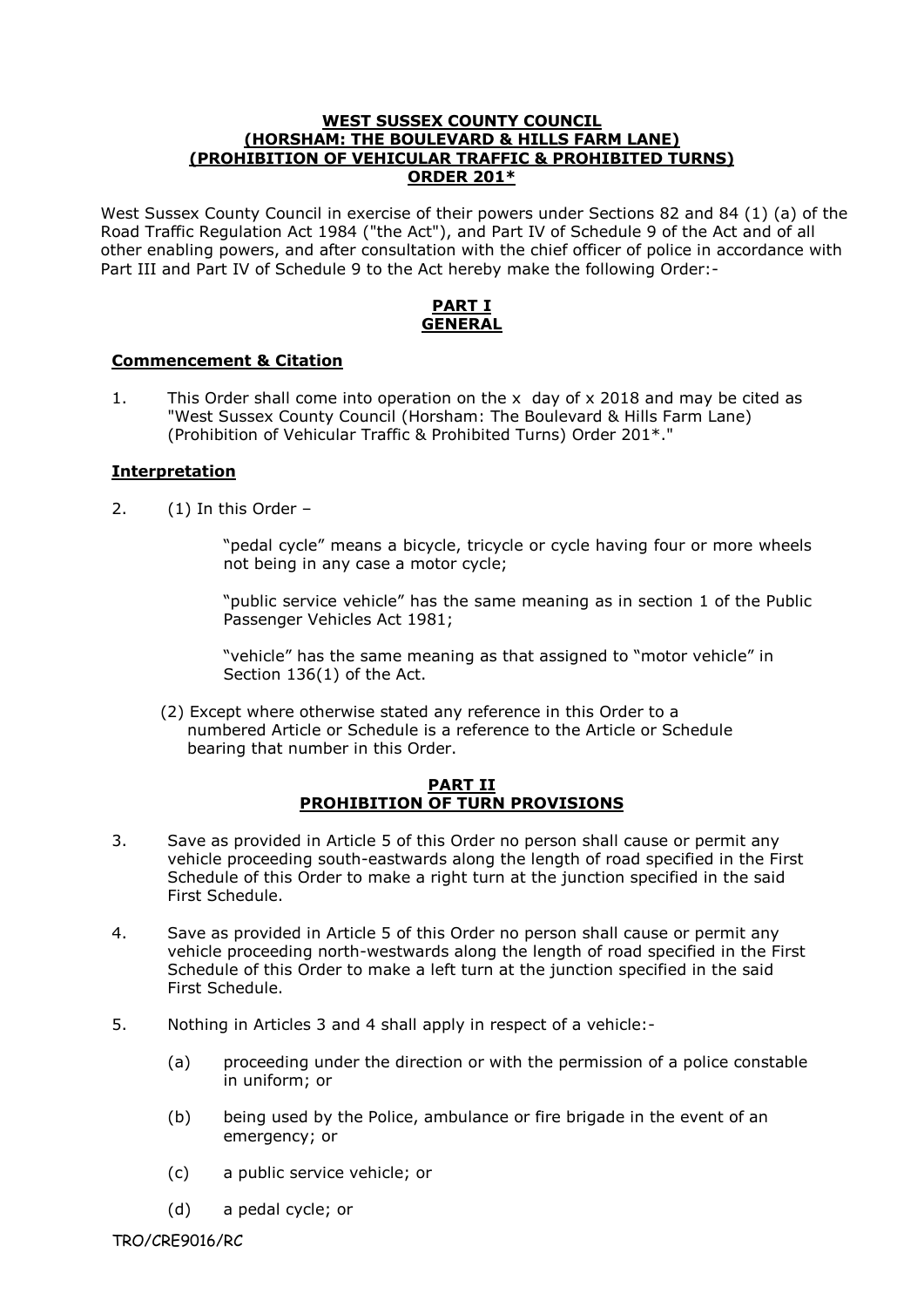**WEST SUSSEX COUNTY COUNCIL**
**(HORSHAM: THE BOULEVARD & HILLS FARM LANE)**
**(PROHIBITION OF VEHICULAR TRAFFIC & PROHIBITED TURNS)**
**ORDER 201***

West Sussex County Council in exercise of their powers under Sections 82 and 84 (1) (a) of the Road Traffic Regulation Act 1984 ("the Act"), and Part IV of Schedule 9 of the Act and of all other enabling powers, and after consultation with the chief officer of police in accordance with Part III and Part IV of Schedule 9 to the Act hereby make the following Order:-

## PART I
## GENERAL

### Commencement & Citation

1. This Order shall come into operation on the x day of x 2018 and may be cited as "West Sussex County Council (Horsham: The Boulevard & Hills Farm Lane) (Prohibition of Vehicular Traffic & Prohibited Turns) Order 201*."

### Interpretation

2. (1) In this Order –

   "pedal cycle" means a bicycle, tricycle or cycle having four or more wheels not being in any case a motor cycle;

   "public service vehicle" has the same meaning as in section 1 of the Public Passenger Vehicles Act 1981;

   "vehicle" has the same meaning as that assigned to "motor vehicle" in Section 136(1) of the Act.

   (2) Except where otherwise stated any reference in this Order to a numbered Article or Schedule is a reference to the Article or Schedule bearing that number in this Order.

## PART II
## PROHIBITION OF TURN PROVISIONS

3. Save as provided in Article 5 of this Order no person shall cause or permit any vehicle proceeding south-eastwards along the length of road specified in the First Schedule of this Order to make a right turn at the junction specified in the said First Schedule.

4. Save as provided in Article 5 of this Order no person shall cause or permit any vehicle proceeding north-westwards along the length of road specified in the First Schedule of this Order to make a left turn at the junction specified in the said First Schedule.

5. Nothing in Articles 3 and 4 shall apply in respect of a vehicle:-

   (a) proceeding under the direction or with the permission of a police constable in uniform; or

   (b) being used by the Police, ambulance or fire brigade in the event of an emergency; or

   (c) a public service vehicle; or

   (d) a pedal cycle; or

TRO/CRE9016/RC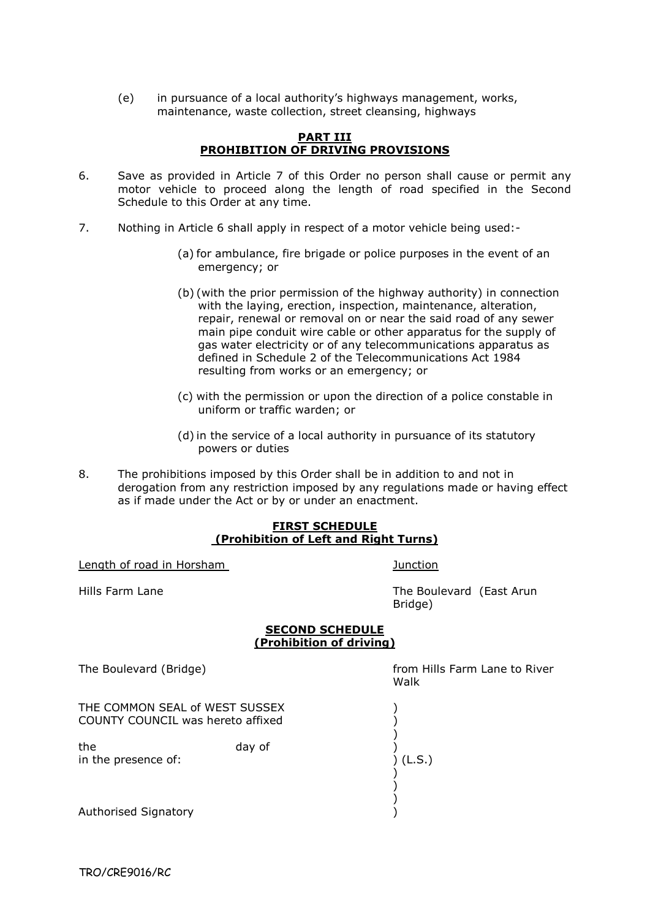(e) in pursuance of a local authority's highways management, works, maintenance, waste collection, street cleansing, highways

## PART III
## PROHIBITION OF DRIVING PROVISIONS

6. Save as provided in Article 7 of this Order no person shall cause or permit any motor vehicle to proceed along the length of road specified in the Second Schedule to this Order at any time.

7. Nothing in Article 6 shall apply in respect of a motor vehicle being used:-

   (a) for ambulance, fire brigade or police purposes in the event of an emergency; or

   (b) (with the prior permission of the highway authority) in connection with the laying, erection, inspection, maintenance, alteration, repair, renewal or removal on or near the said road of any sewer main pipe conduit wire cable or other apparatus for the supply of gas water electricity or of any telecommunications apparatus as defined in Schedule 2 of the Telecommunications Act 1984 resulting from works or an emergency; or

   (c) with the permission or upon the direction of a police constable in uniform or traffic warden; or

   (d) in the service of a local authority in pursuance of its statutory powers or duties

8. The prohibitions imposed by this Order shall be in addition to and not in derogation from any restriction imposed by any regulations made or having effect as if made under the Act or by or under an enactment.

## FIRST SCHEDULE
## (Prohibition of Left and Right Turns)

| Length of road in Horsham | Junction |
|---|---|
| Hills Farm Lane | The Boulevard (East Arun Bridge) |

## SECOND SCHEDULE
## (Prohibition of driving)

| | |
|---|---|
| The Boulevard (Bridge) | from Hills Farm Lane to River Walk |

THE COMMON SEAL of WEST SUSSEX COUNTY COUNCIL was hereto affixed )

the day of )
in the presence of: ) (L.S.)

Authorised Signatory )

TRO/CRE9016/RC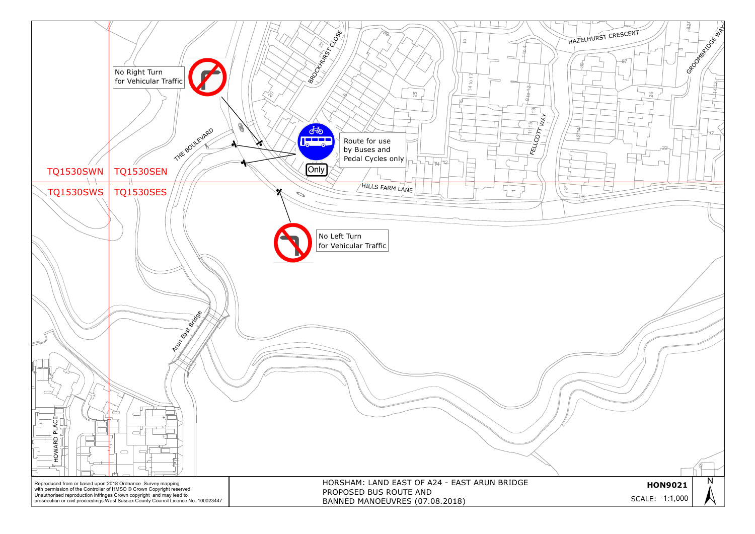No Right Turn for Vehicular Traffic

Route for use by Buses and Pedal Cycles only

Only

No Left Turn for Vehicular Traffic

TQ1530SWN | TQ1530SEN

TQ1530SWS | TQ1530SES

THE BOULEVARD

BROCKHURST CLOSE

HILLS FARM LANE

FELLCOTT WAY

HAZELHURST CRESCENT

GROOMBRIDGE WAY

Arun East Bridge

HOWARD PLACE

Reproduced from or based upon 2018 Ordnance Survey mapping with permission of the Controller of HMSO © Crown Copyright reserved. Unauthorised reproduction infringes Crown copyright and may lead to prosecution or civil proceedings West Sussex County Council Licence No. 100023447

HORSHAM: LAND EAST OF A24 - EAST ARUN BRIDGE
PROPOSED BUS ROUTE AND
BANNED MANOEUVRES (07.08.2018)

**HON9021**

SCALE: 1:1,000

N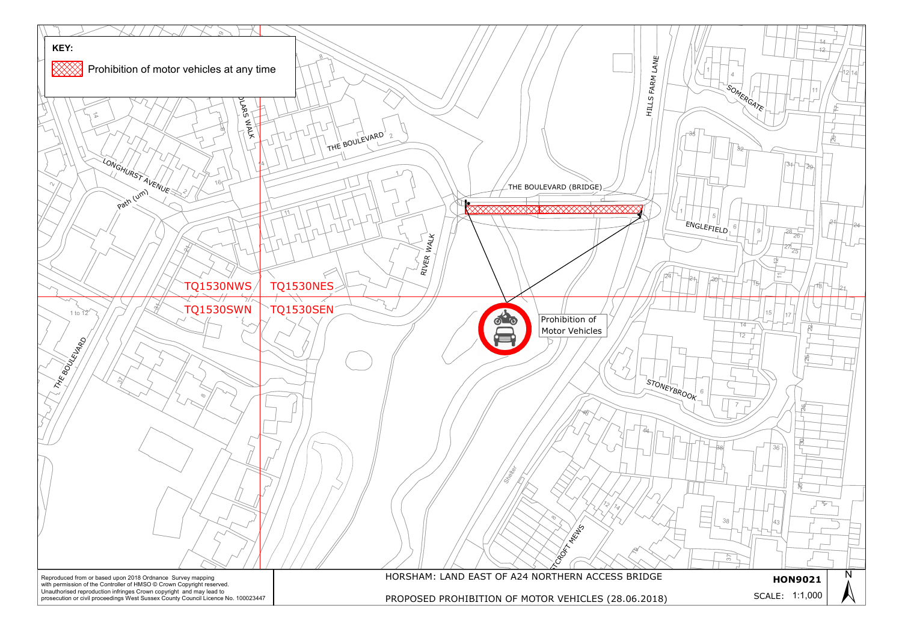**KEY:**

Prohibition of motor vehicles at any time

THE BOULEVARD (BRIDGE)

Prohibition of Motor Vehicles

TQ1530NWS

TQ1530NES

TQ1530SWN

TQ1530SEN

Reproduced from or based upon 2018 Ordnance Survey mapping with permission of the Controller of HMSO © Crown Copyright reserved. Unauthorised reproduction infringes Crown copyright and may lead to prosecution or civil proceedings West Sussex County Council Licence No. 100023447

HORSHAM: LAND EAST OF A24 NORTHERN ACCESS BRIDGE

PROPOSED PROHIBITION OF MOTOR VEHICLES (28.06.2018)

**HON9021**

SCALE: 1:1,000

N